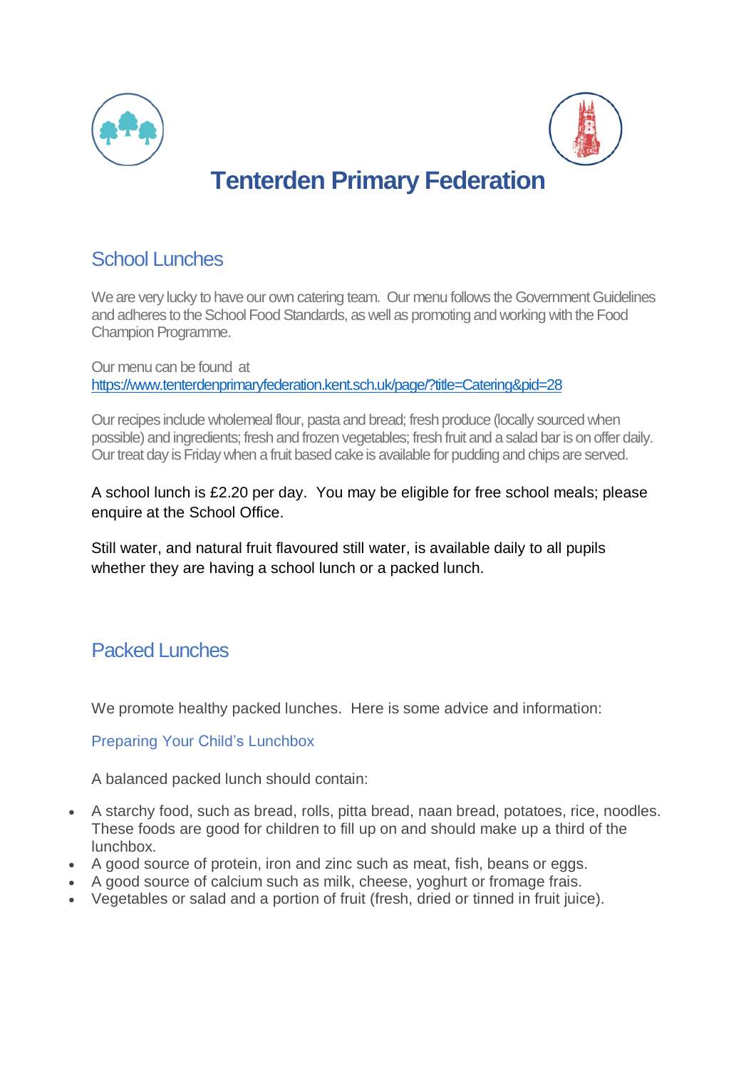# Tenterden Primary Federation

## School Lunches

We are very lucky to have our own catering team. Our menu follows the Government Guidelines and adheres to the School Food Standards, as well as promoting and working with the Food Champion Programme.

Our menu can be found at
https://www.tenterdenprimaryfederation.kent.sch.uk/page/?title=Catering&pid=28

Our recipes include wholemeal flour, pasta and bread; fresh produce (locally sourced when possible) and ingredients; fresh and frozen vegetables; fresh fruit and a salad bar is on offer daily. Our treat day is Friday when a fruit based cake is available for pudding and chips are served.

A school lunch is £2.20 per day. You may be eligible for free school meals; please enquire at the School Office.

Still water, and natural fruit flavoured still water, is available daily to all pupils whether they are having a school lunch or a packed lunch.

## Packed Lunches

We promote healthy packed lunches. Here is some advice and information:

### Preparing Your Child's Lunchbox

A balanced packed lunch should contain:

- A starchy food, such as bread, rolls, pitta bread, naan bread, potatoes, rice, noodles. These foods are good for children to fill up on and should make up a third of the lunchbox.
- A good source of protein, iron and zinc such as meat, fish, beans or eggs.
- A good source of calcium such as milk, cheese, yoghurt or fromage frais.
- Vegetables or salad and a portion of fruit (fresh, dried or tinned in fruit juice).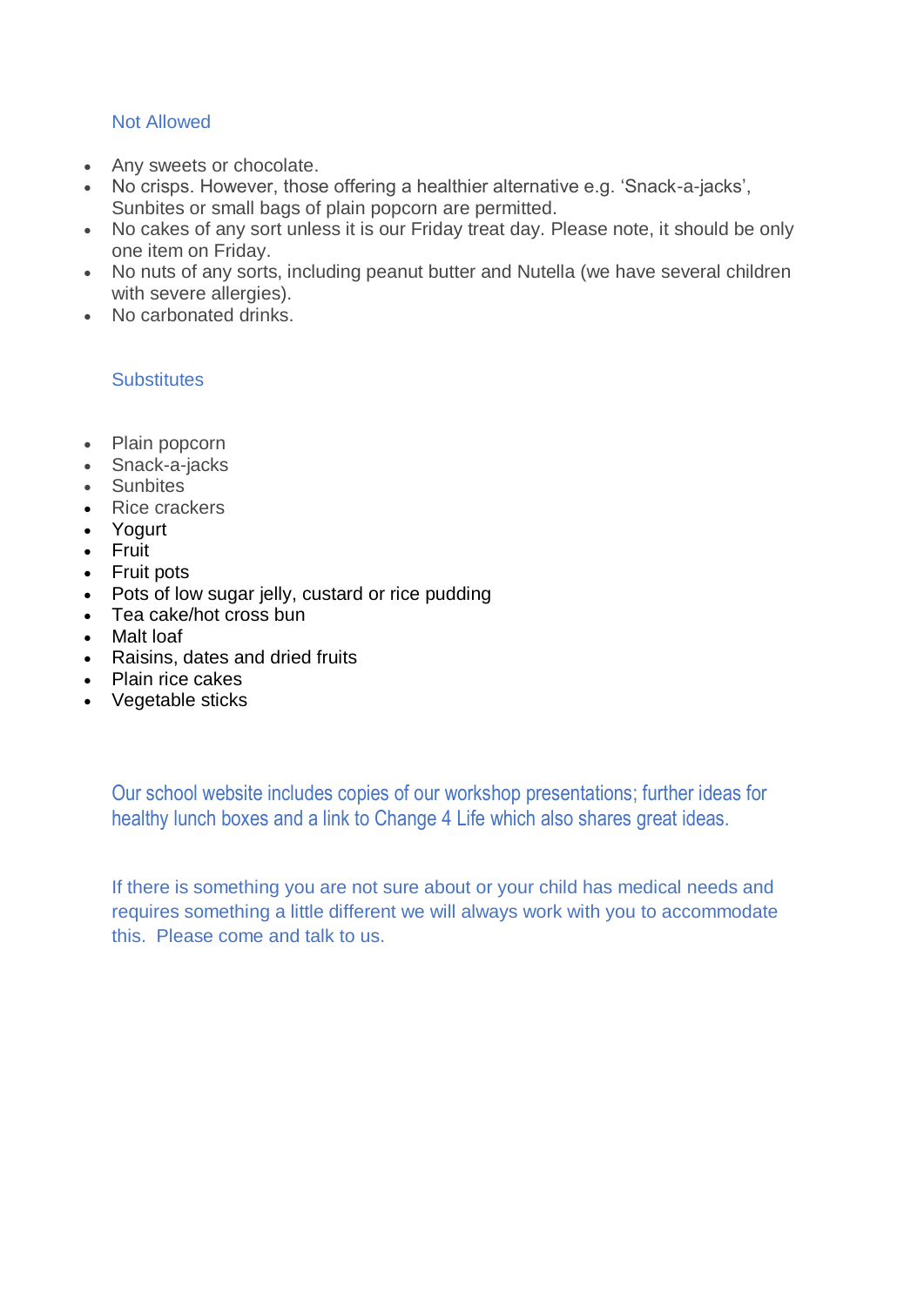## Not Allowed

- Any sweets or chocolate.
- No crisps. However, those offering a healthier alternative e.g. 'Snack-a-jacks', Sunbites or small bags of plain popcorn are permitted.
- No cakes of any sort unless it is our Friday treat day. Please note, it should be only one item on Friday.
- No nuts of any sorts, including peanut butter and Nutella (we have several children with severe allergies).
- No carbonated drinks.

## Substitutes

- Plain popcorn
- Snack-a-jacks
- Sunbites
- Rice crackers
- Yogurt
- Fruit
- Fruit pots
- Pots of low sugar jelly, custard or rice pudding
- Tea cake/hot cross bun
- Malt loaf
- Raisins, dates and dried fruits
- Plain rice cakes
- Vegetable sticks

Our school website includes copies of our workshop presentations; further ideas for healthy lunch boxes and a link to Change 4 Life which also shares great ideas.

If there is something you are not sure about or your child has medical needs and requires something a little different we will always work with you to accommodate this. Please come and talk to us.